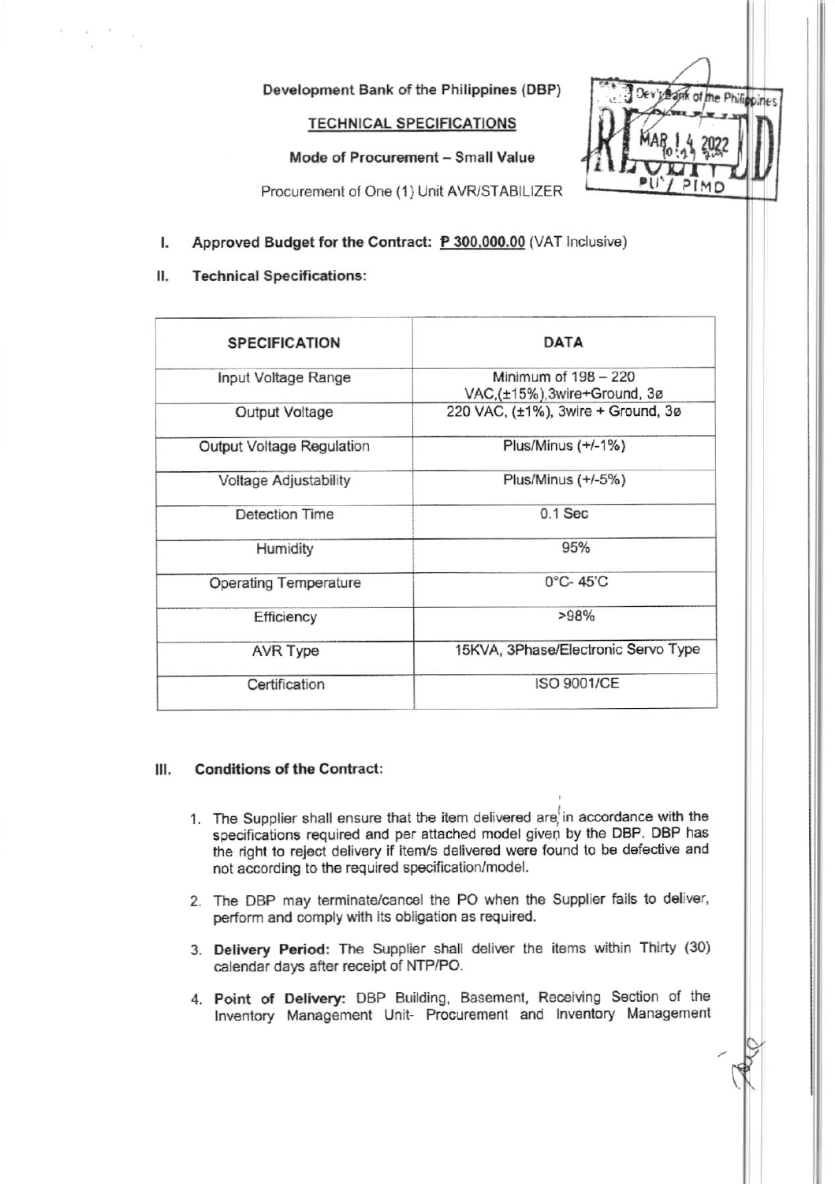Development Bank of the Philippines (DBP)

TECHNICAL SPECIFICATIONS

Mode of Procurement – Small Value

Procurement of One (1) Unit AVR/STABILIZER

Dev't Bank of the Philippines
RECEIVED
MAR 14 2022
PU / PIMD

**I. Approved Budget for the Contract: P 300,000.00** (VAT Inclusive)

**II. Technical Specifications:**

| SPECIFICATION | DATA |
|---|---|
| Input Voltage Range | Minimum of 198 – 220 VAC,(±15%),3wire+Ground, 3ø |
| Output Voltage | 220 VAC, (±1%), 3wire + Ground, 3ø |
| Output Voltage Regulation | Plus/Minus (+/-1%) |
| Voltage Adjustability | Plus/Minus (+/-5%) |
| Detection Time | 0.1 Sec |
| Humidity | 95% |
| Operating Temperature | 0°C- 45'C |
| Efficiency | >98% |
| AVR Type | 15KVA, 3Phase/Electronic Servo Type |
| Certification | ISO 9001/CE |

**III. Conditions of the Contract:**

1. The Supplier shall ensure that the item delivered are in accordance with the specifications required and per attached model given by the DBP. DBP has the right to reject delivery if item/s delivered were found to be defective and not according to the required specification/model.

2. The DBP may terminate/cancel the PO when the Supplier fails to deliver, perform and comply with its obligation as required.

3. **Delivery Period:** The Supplier shall deliver the items within Thirty (30) calendar days after receipt of NTP/PO.

4. **Point of Delivery:** DBP Building, Basement, Receiving Section of the Inventory Management Unit- Procurement and Inventory Management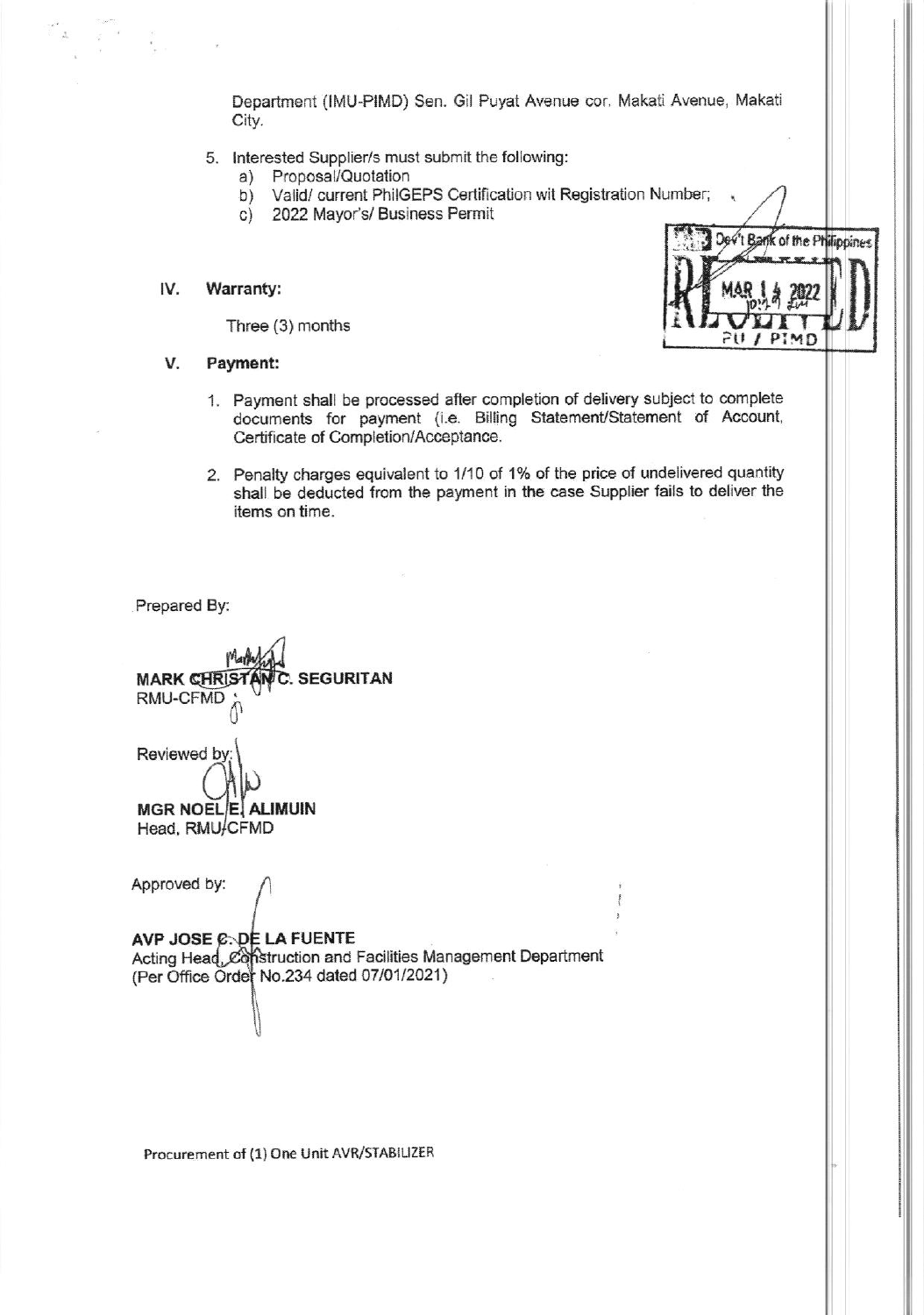Department (IMU-PIMD) Sen. Gil Puyat Avenue cor. Makati Avenue, Makati City.

5. Interested Supplier/s must submit the following:
   a) Proposal/Quotation
   b) Valid/ current PhilGEPS Certification wit Registration Number;
   c) 2022 Mayor's/ Business Permit

Dev't Bank of the Philippines
RECEIVED
MAR 14 2022
PU / PIMD

## IV. Warranty:

Three (3) months

## V. Payment:

1. Payment shall be processed after completion of delivery subject to complete documents for payment (i.e. Billing Statement/Statement of Account, Certificate of Completion/Acceptance.

2. Penalty charges equivalent to 1/10 of 1% of the price of undelivered quantity shall be deducted from the payment in the case Supplier fails to deliver the items on time.

Prepared By:

**MARK CHRISTAN C. SEGURITAN**
RMU-CFMD

Reviewed by:

**MGR NOEL E. ALIMUIN**
Head, RMU/CFMD

Approved by:

**AVP JOSE C. DE LA FUENTE**
Acting Head, Construction and Facilities Management Department
(Per Office Order No.234 dated 07/01/2021)

Procurement of (1) One Unit AVR/STABILIZER